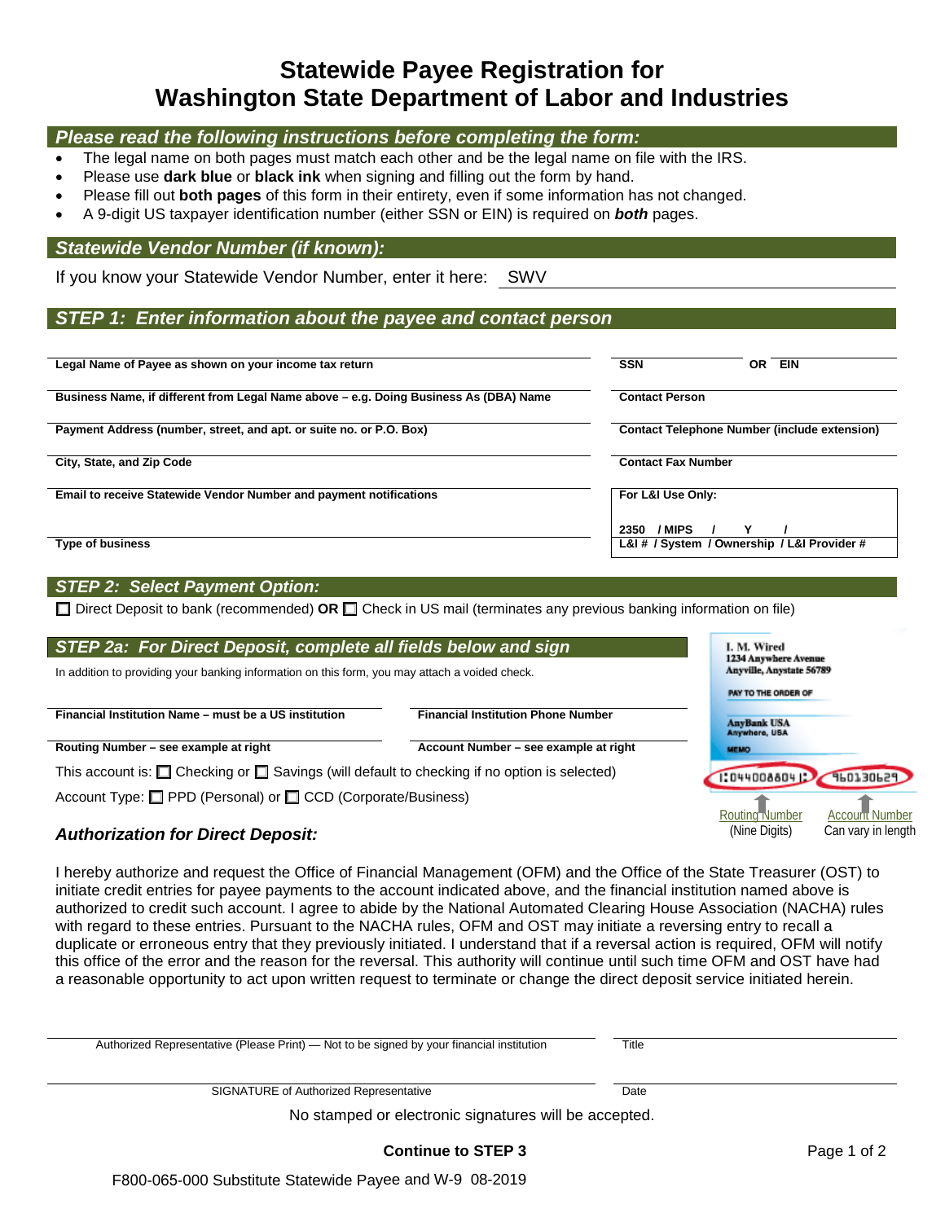# Statewide Payee Registration for Washington State Department of Labor and Industries

## Please read the following instructions before completing the form:

- The legal name on both pages must match each other and be the legal name on file with the IRS.
- Please use **dark blue** or **black ink** when signing and filling out the form by hand.
- Please fill out **both pages** of this form in their entirety, even if some information has not changed.
- A 9-digit US taxpayer identification number (either SSN or EIN) is required on ***both*** pages.

## Statewide Vendor Number (if known):

If you know your Statewide Vendor Number, enter it here: SWV ____________________

## STEP 1: Enter information about the payee and contact person

| | |
|---|---|
| **Legal Name of Payee as shown on your income tax return** | **SSN** OR **EIN** |
| **Business Name, if different from Legal Name above – e.g. Doing Business As (DBA) Name** | **Contact Person** |
| **Payment Address (number, street, and apt. or suite no. or P.O. Box)** | **Contact Telephone Number (include extension)** |
| **City, State, and Zip Code** | **Contact Fax Number** |
| **Email to receive Statewide Vendor Number and payment notifications** | **For L&I Use Only:** 2350 / MIPS / Y / |
| **Type of business** | **L&I # / System / Ownership / L&I Provider #** |

## STEP 2: Select Payment Option:

☐ Direct Deposit to bank (recommended) **OR** ☐ Check in US mail (terminates any previous banking information on file)

## STEP 2a: For Direct Deposit, complete all fields below and sign

In addition to providing your banking information on this form, you may attach a voided check.

| | |
|---|---|
| **Financial Institution Name – must be a US institution** | **Financial Institution Phone Number** |
| **Routing Number – see example at right** | **Account Number – see example at right** |

This account is: ☐ Checking or ☐ Savings (will default to checking if no option is selected)

Account Type: ☐ PPD (Personal) or ☐ CCD (Corporate/Business)

Example check: I. M. Wired, 1234 Anywhere Avenue, Anyville, Anystate 56789 — PAY TO THE ORDER OF — AnyBank USA, Anywhere, USA — MEMO — ⑆044008804⑆ 960130629

Routing Number (Nine Digits) — Account Number (Can vary in length)

### *Authorization for Direct Deposit:*

I hereby authorize and request the Office of Financial Management (OFM) and the Office of the State Treasurer (OST) to initiate credit entries for payee payments to the account indicated above, and the financial institution named above is authorized to credit such account. I agree to abide by the National Automated Clearing House Association (NACHA) rules with regard to these entries. Pursuant to the NACHA rules, OFM and OST may initiate a reversing entry to recall a duplicate or erroneous entry that they previously initiated. I understand that if a reversal action is required, OFM will notify this office of the error and the reason for the reversal. This authority will continue until such time OFM and OST have had a reasonable opportunity to act upon written request to terminate or change the direct deposit service initiated herein.

| | |
|---|---|
| Authorized Representative (Please Print) — Not to be signed by your financial institution | Title |
| SIGNATURE of Authorized Representative | Date |

No stamped or electronic signatures will be accepted.

**Continue to STEP 3**

F800-065-000 Substitute Statewide Payee and W-9 08-2019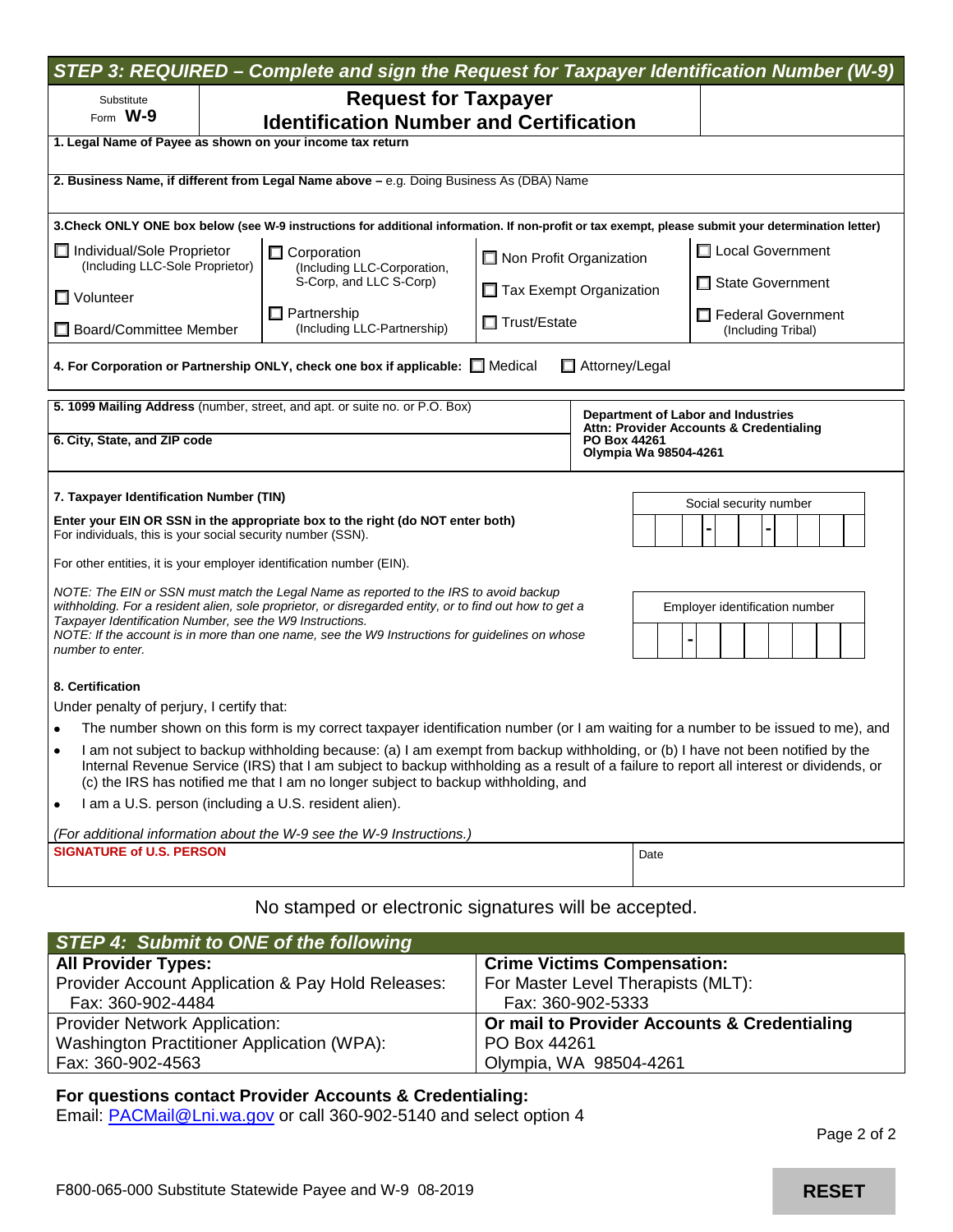## STEP 3: REQUIRED – Complete and sign the Request for Taxpayer Identification Number (W-9)

Substitute Form **W-9**

# Request for Taxpayer Identification Number and Certification

**1. Legal Name of Payee as shown on your income tax return**

**2. Business Name, if different from Legal Name above –** e.g. Doing Business As (DBA) Name

**3. Check ONLY ONE box below (see W-9 instructions for additional information. If non-profit or tax exempt, please submit your determination letter)**

| | | | |
|---|---|---|---|
| ☐ Individual/Sole Proprietor (Including LLC-Sole Proprietor) | ☐ Corporation (Including LLC-Corporation, S-Corp, and LLC S-Corp) | ☐ Non Profit Organization | ☐ Local Government |
| ☐ Volunteer | | ☐ Tax Exempt Organization | ☐ State Government |
| ☐ Board/Committee Member | ☐ Partnership (Including LLC-Partnership) | ☐ Trust/Estate | ☐ Federal Government (Including Tribal) |

**4. For Corporation or Partnership ONLY, check one box if applicable:** ☐ Medical ☐ Attorney/Legal

**5. 1099 Mailing Address** (number, street, and apt. or suite no. or P.O. Box)

**6. City, State, and ZIP code**

**Department of Labor and Industries**
**Attn: Provider Accounts & Credentialing**
**PO Box 44261**
**Olympia Wa 98504-4261**

**7. Taxpayer Identification Number (TIN)**

**Enter your EIN OR SSN in the appropriate box to the right (do NOT enter both)**
For individuals, this is your social security number (SSN).

For other entities, it is your employer identification number (EIN).

*NOTE: The EIN or SSN must match the Legal Name as reported to the IRS to avoid backup withholding. For a resident alien, sole proprietor, or disregarded entity, or to find out how to get a Taxpayer Identification Number, see the W9 Instructions.*
*NOTE: If the account is in more than one name, see the W9 Instructions for guidelines on whose number to enter.*

Social security number: ___ - __ - ____

Employer identification number: __ - _______

**8. Certification**

Under penalty of perjury, I certify that:

- The number shown on this form is my correct taxpayer identification number (or I am waiting for a number to be issued to me), and
- I am not subject to backup withholding because: (a) I am exempt from backup withholding, or (b) I have not been notified by the Internal Revenue Service (IRS) that I am subject to backup withholding as a result of a failure to report all interest or dividends, or (c) the IRS has notified me that I am no longer subject to backup withholding, and
- I am a U.S. person (including a U.S. resident alien).

*(For additional information about the W-9 see the W-9 Instructions.)*

**SIGNATURE of U.S. PERSON** | Date

No stamped or electronic signatures will be accepted.

## STEP 4: Submit to ONE of the following

| | |
|---|---|
| **All Provider Types:** | **Crime Victims Compensation:** |
| Provider Account Application & Pay Hold Releases: Fax: 360-902-4484 | For Master Level Therapists (MLT): Fax: 360-902-5333 |
| Provider Network Application: Washington Practitioner Application (WPA): Fax: 360-902-4563 | **Or mail to Provider Accounts & Credentialing** PO Box 44261 Olympia, WA 98504-4261 |

**For questions contact Provider Accounts & Credentialing:**
Email: PACMail@Lni.wa.gov or call 360-902-5140 and select option 4

F800-065-000 Substitute Statewide Payee and W-9 08-2019

RESET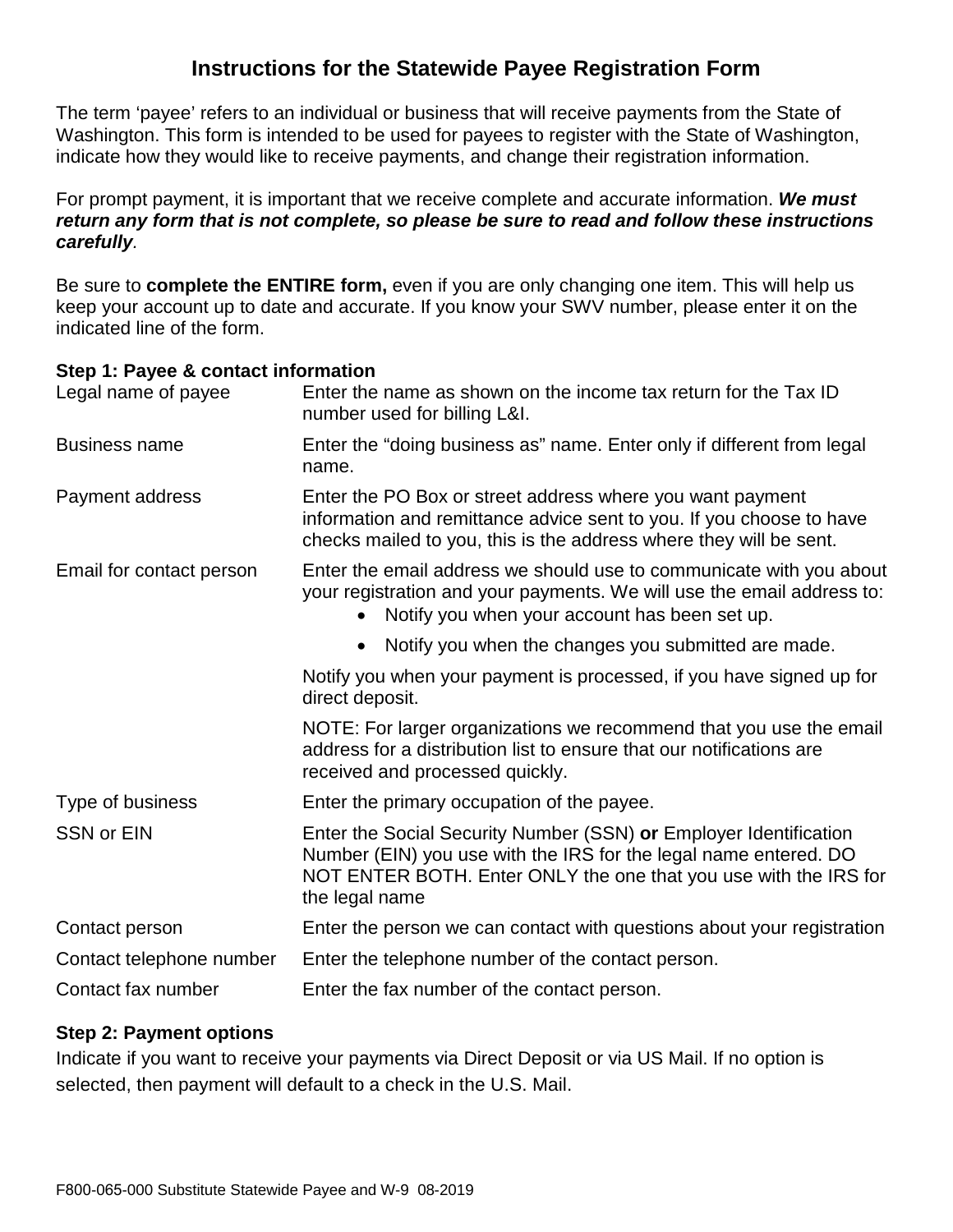# Instructions for the Statewide Payee Registration Form

The term 'payee' refers to an individual or business that will receive payments from the State of Washington. This form is intended to be used for payees to register with the State of Washington, indicate how they would like to receive payments, and change their registration information.

For prompt payment, it is important that we receive complete and accurate information. ***We must return any form that is not complete, so please be sure to read and follow these instructions carefully***.

Be sure to **complete the ENTIRE form,** even if you are only changing one item. This will help us keep your account up to date and accurate. If you know your SWV number, please enter it on the indicated line of the form.

**Step 1: Payee & contact information**

| | |
|---|---|
| Legal name of payee | Enter the name as shown on the income tax return for the Tax ID number used for billing L&I. |
| Business name | Enter the "doing business as" name. Enter only if different from legal name. |
| Payment address | Enter the PO Box or street address where you want payment information and remittance advice sent to you. If you choose to have checks mailed to you, this is the address where they will be sent. |
| Email for contact person | Enter the email address we should use to communicate with you about your registration and your payments. We will use the email address to:<br>• Notify you when your account has been set up.<br>• Notify you when the changes you submitted are made.<br>Notify you when your payment is processed, if you have signed up for direct deposit.<br>NOTE: For larger organizations we recommend that you use the email address for a distribution list to ensure that our notifications are received and processed quickly. |
| Type of business | Enter the primary occupation of the payee. |
| SSN or EIN | Enter the Social Security Number (SSN) **or** Employer Identification Number (EIN) you use with the IRS for the legal name entered. DO NOT ENTER BOTH. Enter ONLY the one that you use with the IRS for the legal name |
| Contact person | Enter the person we can contact with questions about your registration |
| Contact telephone number | Enter the telephone number of the contact person. |
| Contact fax number | Enter the fax number of the contact person. |

**Step 2: Payment options**

Indicate if you want to receive your payments via Direct Deposit or via US Mail. If no option is selected, then payment will default to a check in the U.S. Mail.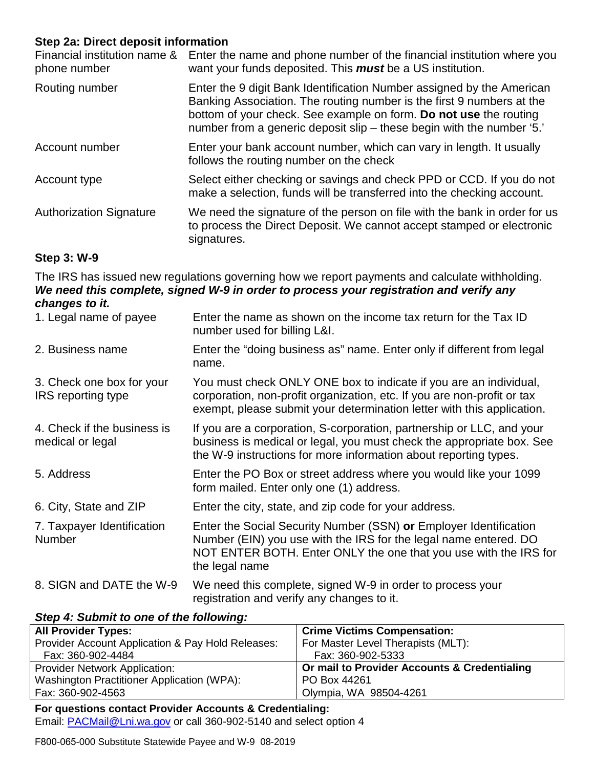### Step 2a: Direct deposit information

| | |
|---|---|
| Financial institution name & phone number | Enter the name and phone number of the financial institution where you want your funds deposited. This ***must*** be a US institution. |
| Routing number | Enter the 9 digit Bank Identification Number assigned by the American Banking Association. The routing number is the first 9 numbers at the bottom of your check. See example on form. **Do not use** the routing number from a generic deposit slip – these begin with the number '5.' |
| Account number | Enter your bank account number, which can vary in length. It usually follows the routing number on the check |
| Account type | Select either checking or savings and check PPD or CCD. If you do not make a selection, funds will be transferred into the checking account. |
| Authorization Signature | We need the signature of the person on file with the bank in order for us to process the Direct Deposit. We cannot accept stamped or electronic signatures. |

### Step 3: W-9

The IRS has issued new regulations governing how we report payments and calculate withholding. ***We need this complete, signed W-9 in order to process your registration and verify any changes to it.***

| | |
|---|---|
| 1. Legal name of payee | Enter the name as shown on the income tax return for the Tax ID number used for billing L&I. |
| 2. Business name | Enter the "doing business as" name. Enter only if different from legal name. |
| 3. Check one box for your IRS reporting type | You must check ONLY ONE box to indicate if you are an individual, corporation, non-profit organization, etc. If you are non-profit or tax exempt, please submit your determination letter with this application. |
| 4. Check if the business is medical or legal | If you are a corporation, S-corporation, partnership or LLC, and your business is medical or legal, you must check the appropriate box. See the W-9 instructions for more information about reporting types. |
| 5. Address | Enter the PO Box or street address where you would like your 1099 form mailed. Enter only one (1) address. |
| 6. City, State and ZIP | Enter the city, state, and zip code for your address. |
| 7. Taxpayer Identification Number | Enter the Social Security Number (SSN) **or** Employer Identification Number (EIN) you use with the IRS for the legal name entered. DO NOT ENTER BOTH. Enter ONLY the one that you use with the IRS for the legal name |
| 8. SIGN and DATE the W-9 | We need this complete, signed W-9 in order to process your registration and verify any changes to it. |

### *Step 4: Submit to one of the following:*

| **All Provider Types:** | **Crime Victims Compensation:** |
|---|---|
| Provider Account Application & Pay Hold Releases: Fax: 360-902-4484 | For Master Level Therapists (MLT): Fax: 360-902-5333 |
| Provider Network Application: Washington Practitioner Application (WPA): Fax: 360-902-4563 | **Or mail to Provider Accounts & Credentialing** PO Box 44261 Olympia, WA 98504-4261 |

**For questions contact Provider Accounts & Credentialing:**
Email: PACMail@Lni.wa.gov or call 360-902-5140 and select option 4

F800-065-000 Substitute Statewide Payee and W-9 08-2019